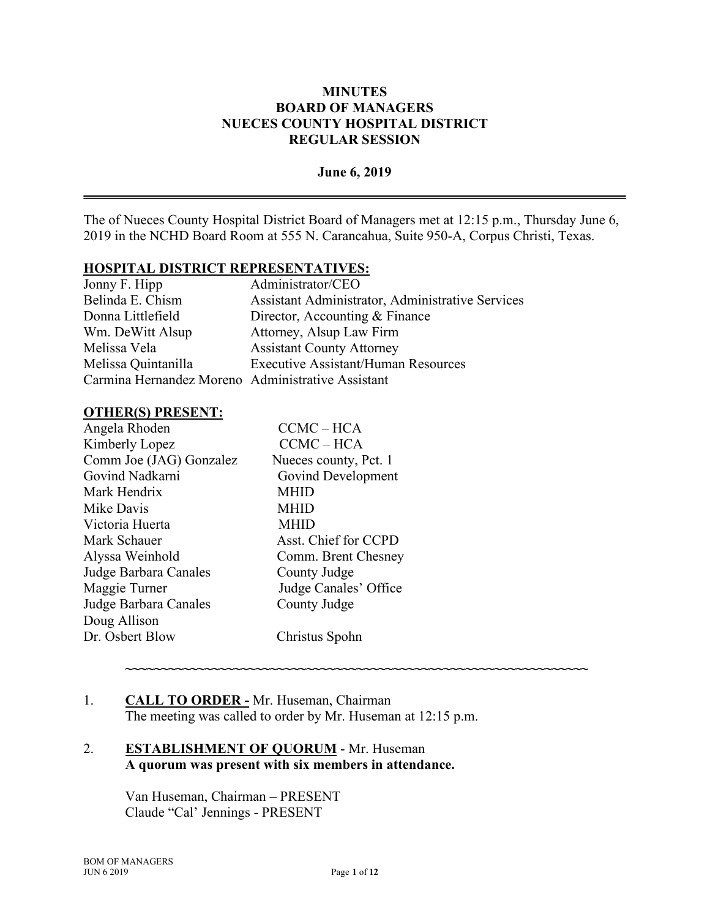# MINUTES
# BOARD OF MANAGERS
# NUECES COUNTY HOSPITAL DISTRICT
# REGULAR SESSION

**June 6, 2019**

---

The of Nueces County Hospital District Board of Managers met at 12:15 p.m., Thursday June 6, 2019 in the NCHD Board Room at 555 N. Carancahua, Suite 950-A, Corpus Christi, Texas.

**HOSPITAL DISTRICT REPRESENTATIVES:**

| | |
|---|---|
| Jonny F. Hipp | Administrator/CEO |
| Belinda E. Chism | Assistant Administrator, Administrative Services |
| Donna Littlefield | Director, Accounting & Finance |
| Wm. DeWitt Alsup | Attorney, Alsup Law Firm |
| Melissa Vela | Assistant County Attorney |
| Melissa Quintanilla | Executive Assistant/Human Resources |
| Carmina Hernandez Moreno | Administrative Assistant |

**OTHER(S) PRESENT:**

| | |
|---|---|
| Angela Rhoden | CCMC – HCA |
| Kimberly Lopez | CCMC – HCA |
| Comm Joe (JAG) Gonzalez | Nueces county, Pct. 1 |
| Govind Nadkarni | Govind Development |
| Mark Hendrix | MHID |
| Mike Davis | MHID |
| Victoria Huerta | MHID |
| Mark Schauer | Asst. Chief for CCPD |
| Alyssa Weinhold | Comm. Brent Chesney |
| Judge Barbara Canales | County Judge |
| Maggie Turner | Judge Canales' Office |
| Judge Barbara Canales | County Judge |
| Doug Allison | |
| Dr. Osbert Blow | Christus Spohn |

~~~~~~~~~~~~~~~~~~~~~~~~~~~~~~~~~~~~~~~~~~~~~~~~~~~~~~~~~~~~

1. **CALL TO ORDER -** Mr. Huseman, Chairman
   The meeting was called to order by Mr. Huseman at 12:15 p.m.

2. **ESTABLISHMENT OF QUORUM** - Mr. Huseman
   **A quorum was present with six members in attendance.**

   Van Huseman, Chairman – PRESENT
   Claude "Cal' Jennings - PRESENT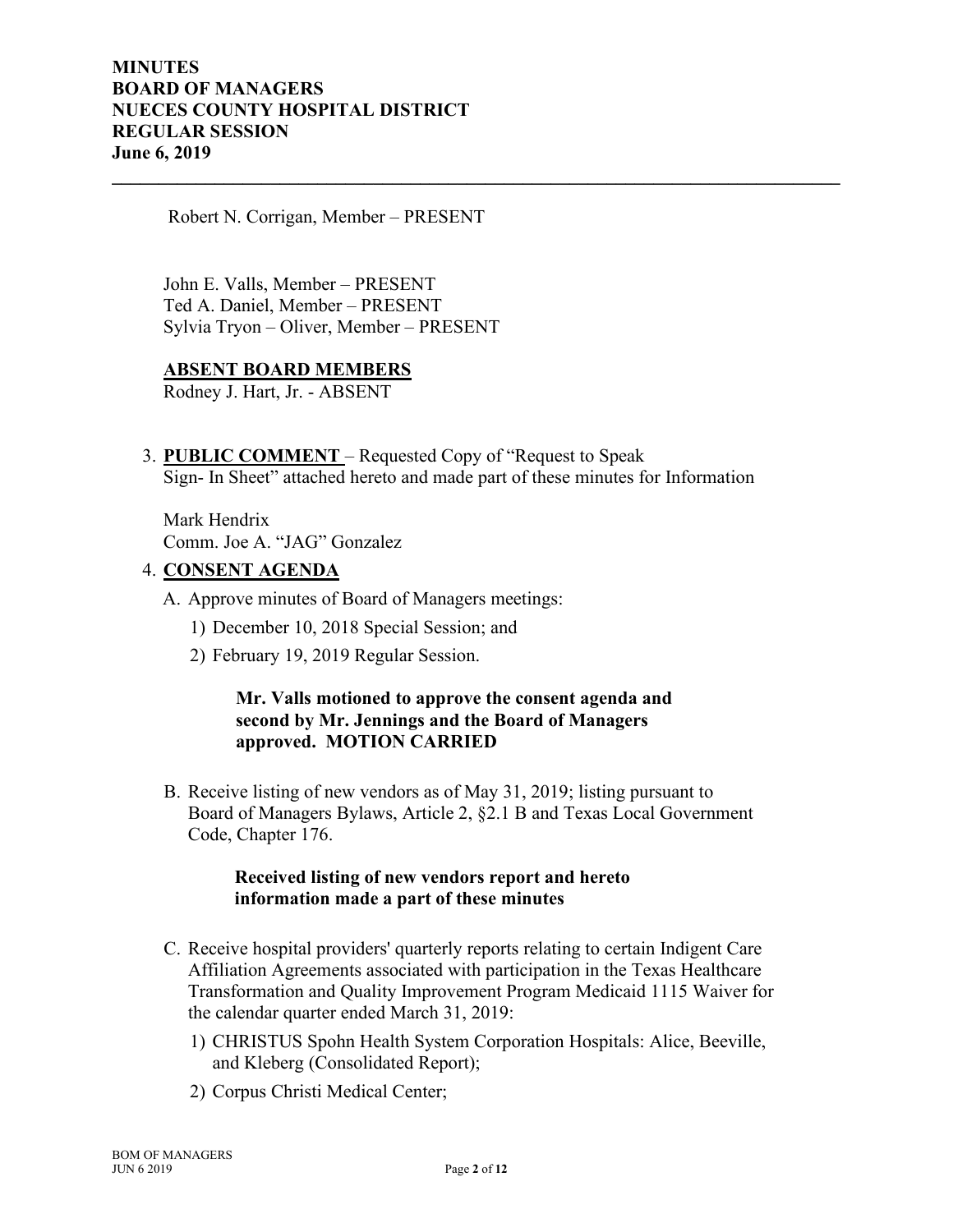Robert N. Corrigan, Member – PRESENT

John E. Valls, Member – PRESENT
Ted A. Daniel, Member – PRESENT
Sylvia Tryon – Oliver, Member – PRESENT

**ABSENT BOARD MEMBERS**
Rodney J. Hart, Jr. - ABSENT

3. **PUBLIC COMMENT** – Requested Copy of "Request to Speak Sign- In Sheet" attached hereto and made part of these minutes for Information

   Mark Hendrix
   Comm. Joe A. "JAG" Gonzalez

4. **CONSENT AGENDA**

   A. Approve minutes of Board of Managers meetings:
      1) December 10, 2018 Special Session; and
      2) February 19, 2019 Regular Session.

      **Mr. Valls motioned to approve the consent agenda and second by Mr. Jennings and the Board of Managers approved. MOTION CARRIED**

   B. Receive listing of new vendors as of May 31, 2019; listing pursuant to Board of Managers Bylaws, Article 2, §2.1 B and Texas Local Government Code, Chapter 176.

      **Received listing of new vendors report and hereto information made a part of these minutes**

   C. Receive hospital providers' quarterly reports relating to certain Indigent Care Affiliation Agreements associated with participation in the Texas Healthcare Transformation and Quality Improvement Program Medicaid 1115 Waiver for the calendar quarter ended March 31, 2019:
      1) CHRISTUS Spohn Health System Corporation Hospitals: Alice, Beeville, and Kleberg (Consolidated Report);
      2) Corpus Christi Medical Center;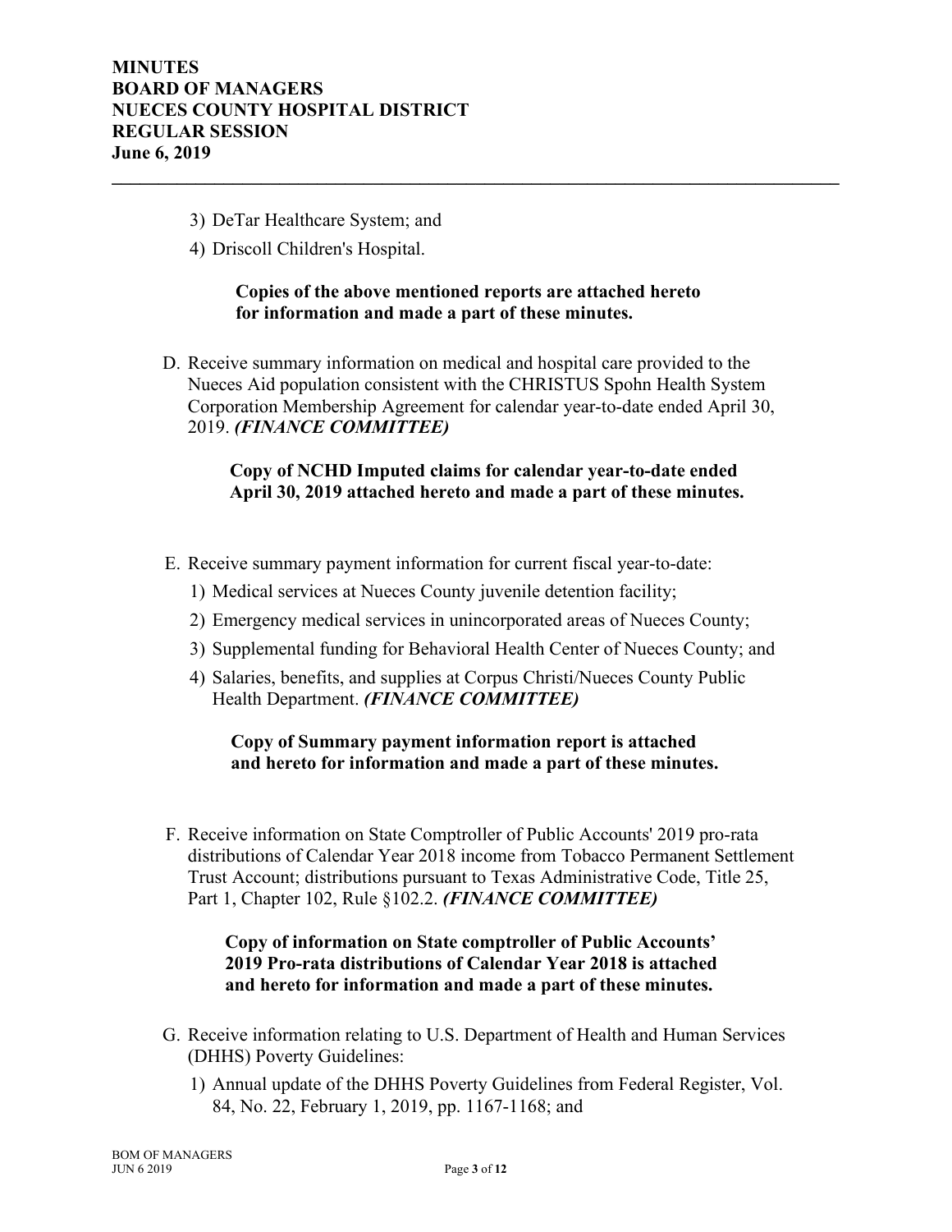3) DeTar Healthcare System; and
4) Driscoll Children's Hospital.

**Copies of the above mentioned reports are attached hereto for information and made a part of these minutes.**

D. Receive summary information on medical and hospital care provided to the Nueces Aid population consistent with the CHRISTUS Spohn Health System Corporation Membership Agreement for calendar year-to-date ended April 30, 2019. ***(FINANCE COMMITTEE)***

**Copy of NCHD Imputed claims for calendar year-to-date ended April 30, 2019 attached hereto and made a part of these minutes.**

E. Receive summary payment information for current fiscal year-to-date:
   1) Medical services at Nueces County juvenile detention facility;
   2) Emergency medical services in unincorporated areas of Nueces County;
   3) Supplemental funding for Behavioral Health Center of Nueces County; and
   4) Salaries, benefits, and supplies at Corpus Christi/Nueces County Public Health Department. ***(FINANCE COMMITTEE)***

**Copy of Summary payment information report is attached and hereto for information and made a part of these minutes.**

F. Receive information on State Comptroller of Public Accounts' 2019 pro-rata distributions of Calendar Year 2018 income from Tobacco Permanent Settlement Trust Account; distributions pursuant to Texas Administrative Code, Title 25, Part 1, Chapter 102, Rule §102.2. ***(FINANCE COMMITTEE)***

**Copy of information on State comptroller of Public Accounts' 2019 Pro-rata distributions of Calendar Year 2018 is attached and hereto for information and made a part of these minutes.**

G. Receive information relating to U.S. Department of Health and Human Services (DHHS) Poverty Guidelines:
   1) Annual update of the DHHS Poverty Guidelines from Federal Register, Vol. 84, No. 22, February 1, 2019, pp. 1167-1168; and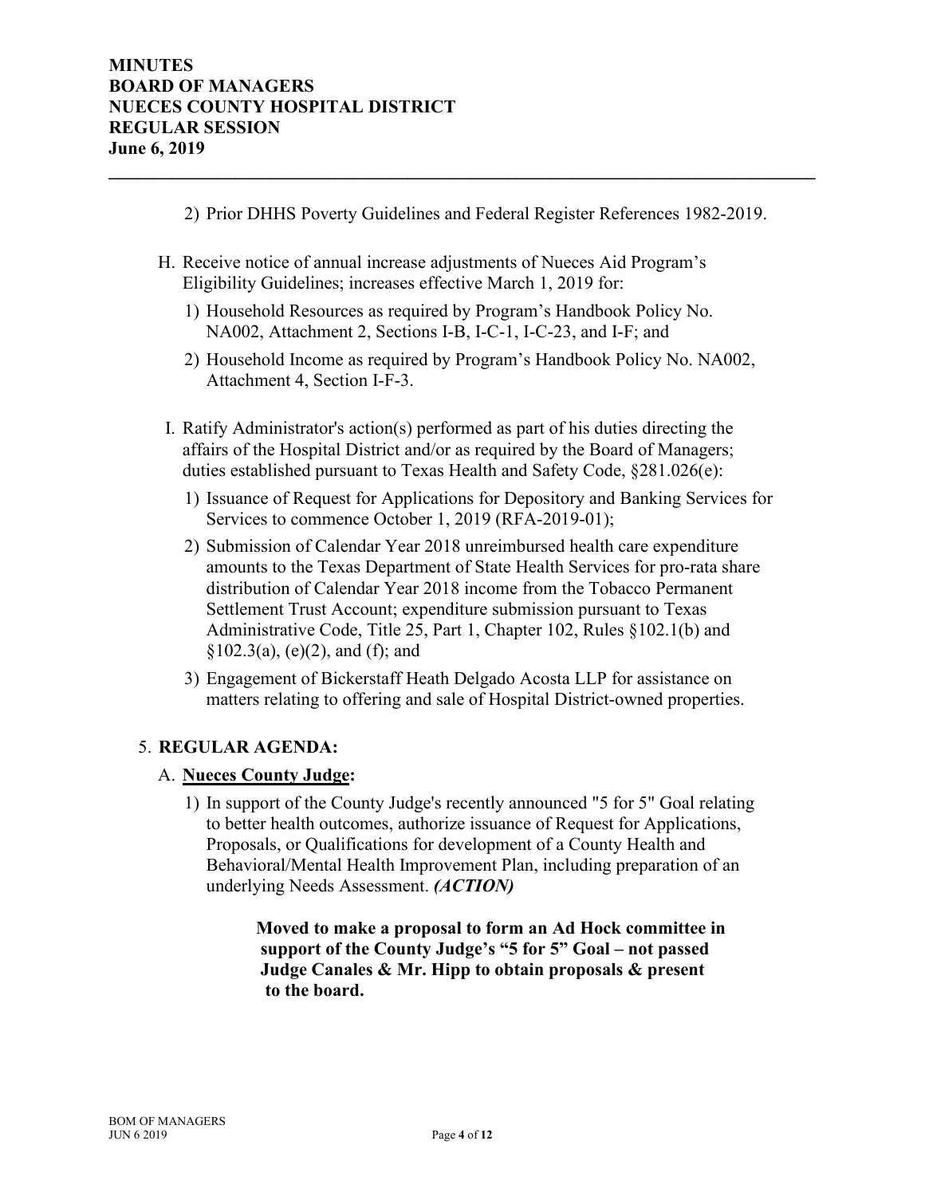2) Prior DHHS Poverty Guidelines and Federal Register References 1982-2019.

H. Receive notice of annual increase adjustments of Nueces Aid Program's Eligibility Guidelines; increases effective March 1, 2019 for:

   1) Household Resources as required by Program's Handbook Policy No. NA002, Attachment 2, Sections I-B, I-C-1, I-C-23, and I-F; and

   2) Household Income as required by Program's Handbook Policy No. NA002, Attachment 4, Section I-F-3.

I. Ratify Administrator's action(s) performed as part of his duties directing the affairs of the Hospital District and/or as required by the Board of Managers; duties established pursuant to Texas Health and Safety Code, §281.026(e):

   1) Issuance of Request for Applications for Depository and Banking Services for Services to commence October 1, 2019 (RFA-2019-01);

   2) Submission of Calendar Year 2018 unreimbursed health care expenditure amounts to the Texas Department of State Health Services for pro-rata share distribution of Calendar Year 2018 income from the Tobacco Permanent Settlement Trust Account; expenditure submission pursuant to Texas Administrative Code, Title 25, Part 1, Chapter 102, Rules §102.1(b) and §102.3(a), (e)(2), and (f); and

   3) Engagement of Bickerstaff Heath Delgado Acosta LLP for assistance on matters relating to offering and sale of Hospital District-owned properties.

5. **REGULAR AGENDA:**

   A. **Nueces County Judge:**

      1) In support of the County Judge's recently announced "5 for 5" Goal relating to better health outcomes, authorize issuance of Request for Applications, Proposals, or Qualifications for development of a County Health and Behavioral/Mental Health Improvement Plan, including preparation of an underlying Needs Assessment. ***(ACTION)***

         **Moved to make a proposal to form an Ad Hock committee in support of the County Judge's "5 for 5" Goal – not passed Judge Canales & Mr. Hipp to obtain proposals & present to the board.**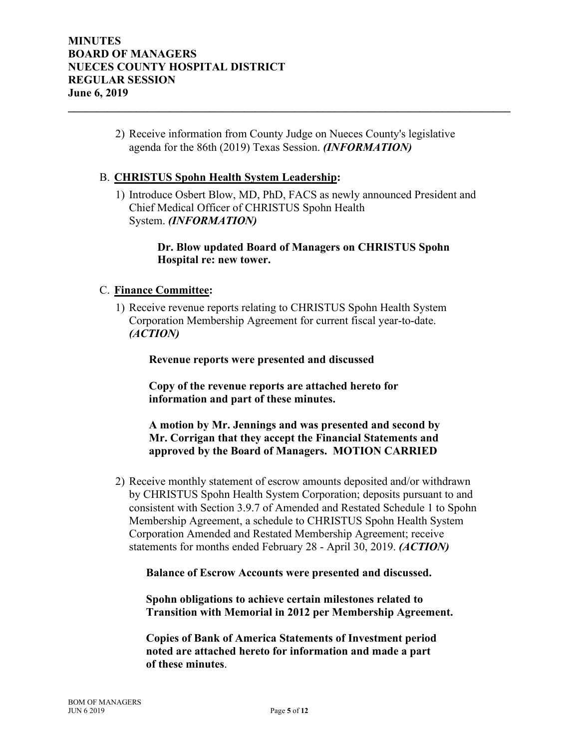2) Receive information from County Judge on Nueces County's legislative agenda for the 86th (2019) Texas Session. ***(INFORMATION)***

B. **CHRISTUS Spohn Health System Leadership:**

1) Introduce Osbert Blow, MD, PhD, FACS as newly announced President and Chief Medical Officer of CHRISTUS Spohn Health System. ***(INFORMATION)***

   **Dr. Blow updated Board of Managers on CHRISTUS Spohn Hospital re: new tower.**

C. **Finance Committee:**

1) Receive revenue reports relating to CHRISTUS Spohn Health System Corporation Membership Agreement for current fiscal year-to-date. ***(ACTION)***

   **Revenue reports were presented and discussed**

   **Copy of the revenue reports are attached hereto for information and part of these minutes.**

   **A motion by Mr. Jennings and was presented and second by Mr. Corrigan that they accept the Financial Statements and approved by the Board of Managers. MOTION CARRIED**

2) Receive monthly statement of escrow amounts deposited and/or withdrawn by CHRISTUS Spohn Health System Corporation; deposits pursuant to and consistent with Section 3.9.7 of Amended and Restated Schedule 1 to Spohn Membership Agreement, a schedule to CHRISTUS Spohn Health System Corporation Amended and Restated Membership Agreement; receive statements for months ended February 28 - April 30, 2019. ***(ACTION)***

   **Balance of Escrow Accounts were presented and discussed.**

   **Spohn obligations to achieve certain milestones related to Transition with Memorial in 2012 per Membership Agreement.**

   **Copies of Bank of America Statements of Investment period noted are attached hereto for information and made a part of these minutes**.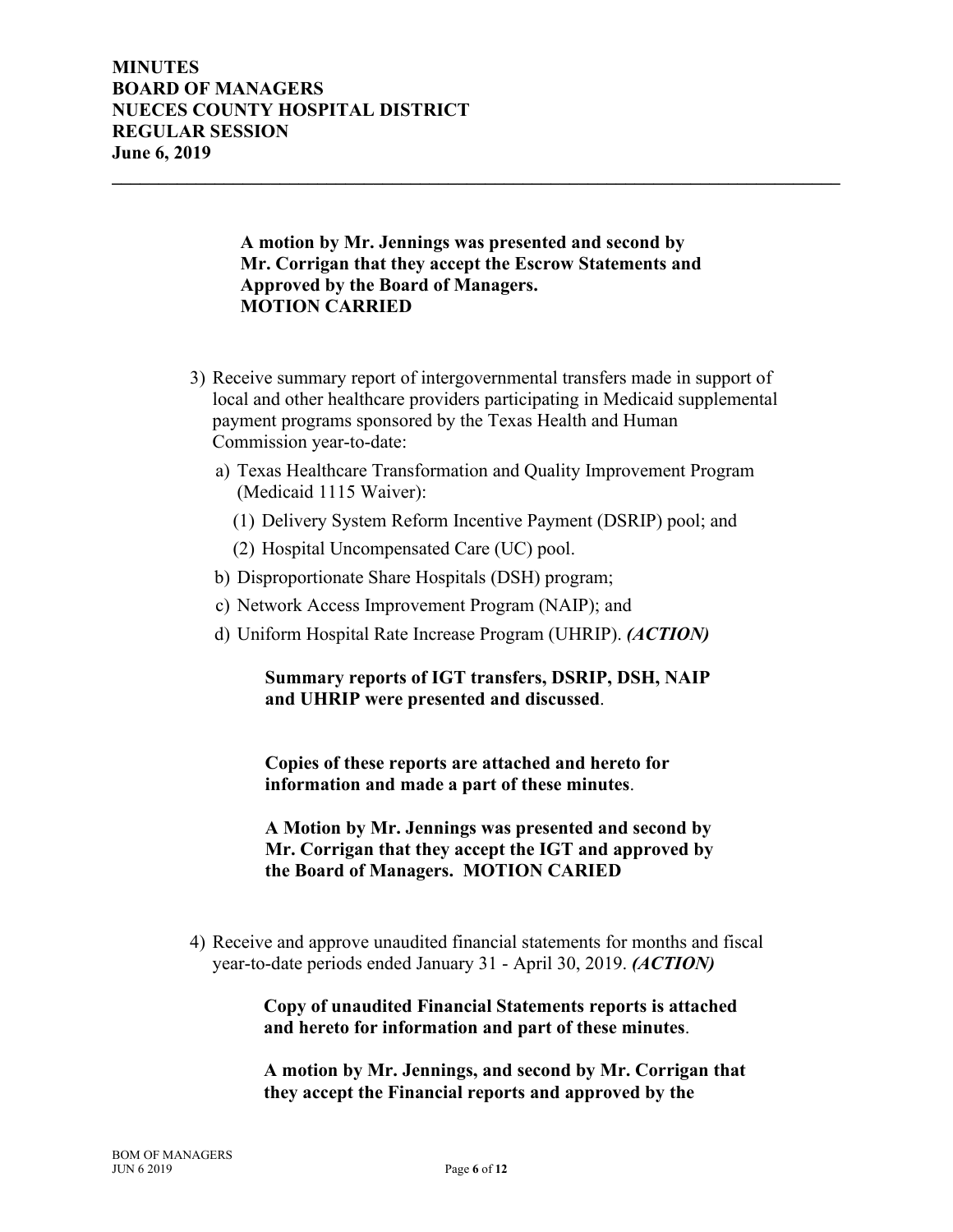**A motion by Mr. Jennings was presented and second by Mr. Corrigan that they accept the Escrow Statements and Approved by the Board of Managers.**
**MOTION CARRIED**

3) Receive summary report of intergovernmental transfers made in support of local and other healthcare providers participating in Medicaid supplemental payment programs sponsored by the Texas Health and Human Commission year-to-date:
   a) Texas Healthcare Transformation and Quality Improvement Program (Medicaid 1115 Waiver):
      (1) Delivery System Reform Incentive Payment (DSRIP) pool; and
      (2) Hospital Uncompensated Care (UC) pool.
   b) Disproportionate Share Hospitals (DSH) program;
   c) Network Access Improvement Program (NAIP); and
   d) Uniform Hospital Rate Increase Program (UHRIP). ***(ACTION)***

   **Summary reports of IGT transfers, DSRIP, DSH, NAIP and UHRIP were presented and discussed**.

   **Copies of these reports are attached and hereto for information and made a part of these minutes**.

   **A Motion by Mr. Jennings was presented and second by Mr. Corrigan that they accept the IGT and approved by the Board of Managers. MOTION CARIED**

4) Receive and approve unaudited financial statements for months and fiscal year-to-date periods ended January 31 - April 30, 2019. ***(ACTION)***

   **Copy of unaudited Financial Statements reports is attached and hereto for information and part of these minutes**.

   **A motion by Mr. Jennings, and second by Mr. Corrigan that they accept the Financial reports and approved by the**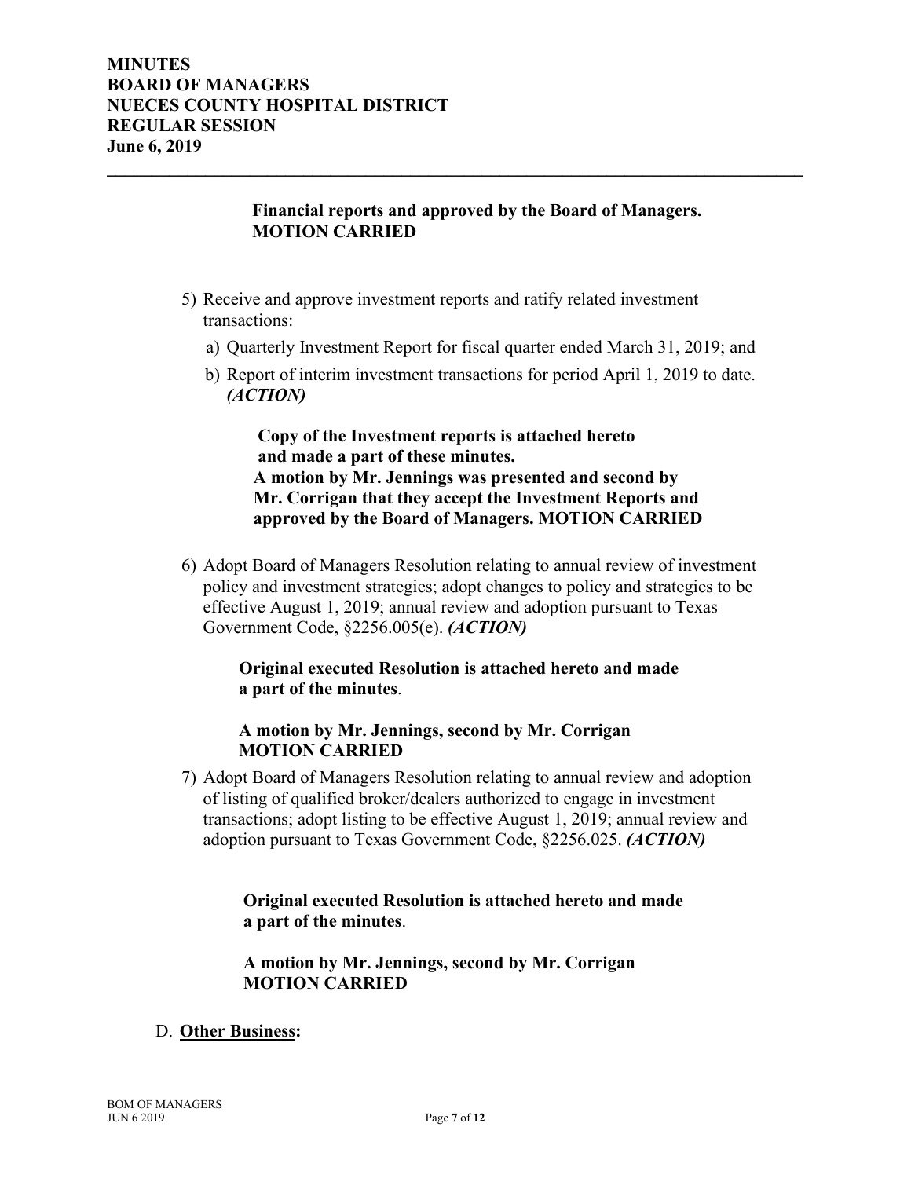**Financial reports and approved by the Board of Managers. MOTION CARRIED**

5) Receive and approve investment reports and ratify related investment transactions:
   a) Quarterly Investment Report for fiscal quarter ended March 31, 2019; and
   b) Report of interim investment transactions for period April 1, 2019 to date. ***(ACTION)***

   **Copy of the Investment reports is attached hereto and made a part of these minutes.**
   **A motion by Mr. Jennings was presented and second by Mr. Corrigan that they accept the Investment Reports and approved by the Board of Managers. MOTION CARRIED**

6) Adopt Board of Managers Resolution relating to annual review of investment policy and investment strategies; adopt changes to policy and strategies to be effective August 1, 2019; annual review and adoption pursuant to Texas Government Code, §2256.005(e). ***(ACTION)***

   **Original executed Resolution is attached hereto and made a part of the minutes**.

   **A motion by Mr. Jennings, second by Mr. Corrigan MOTION CARRIED**

7) Adopt Board of Managers Resolution relating to annual review and adoption of listing of qualified broker/dealers authorized to engage in investment transactions; adopt listing to be effective August 1, 2019; annual review and adoption pursuant to Texas Government Code, §2256.025. ***(ACTION)***

   **Original executed Resolution is attached hereto and made a part of the minutes**.

   **A motion by Mr. Jennings, second by Mr. Corrigan MOTION CARRIED**

D. **Other Business:**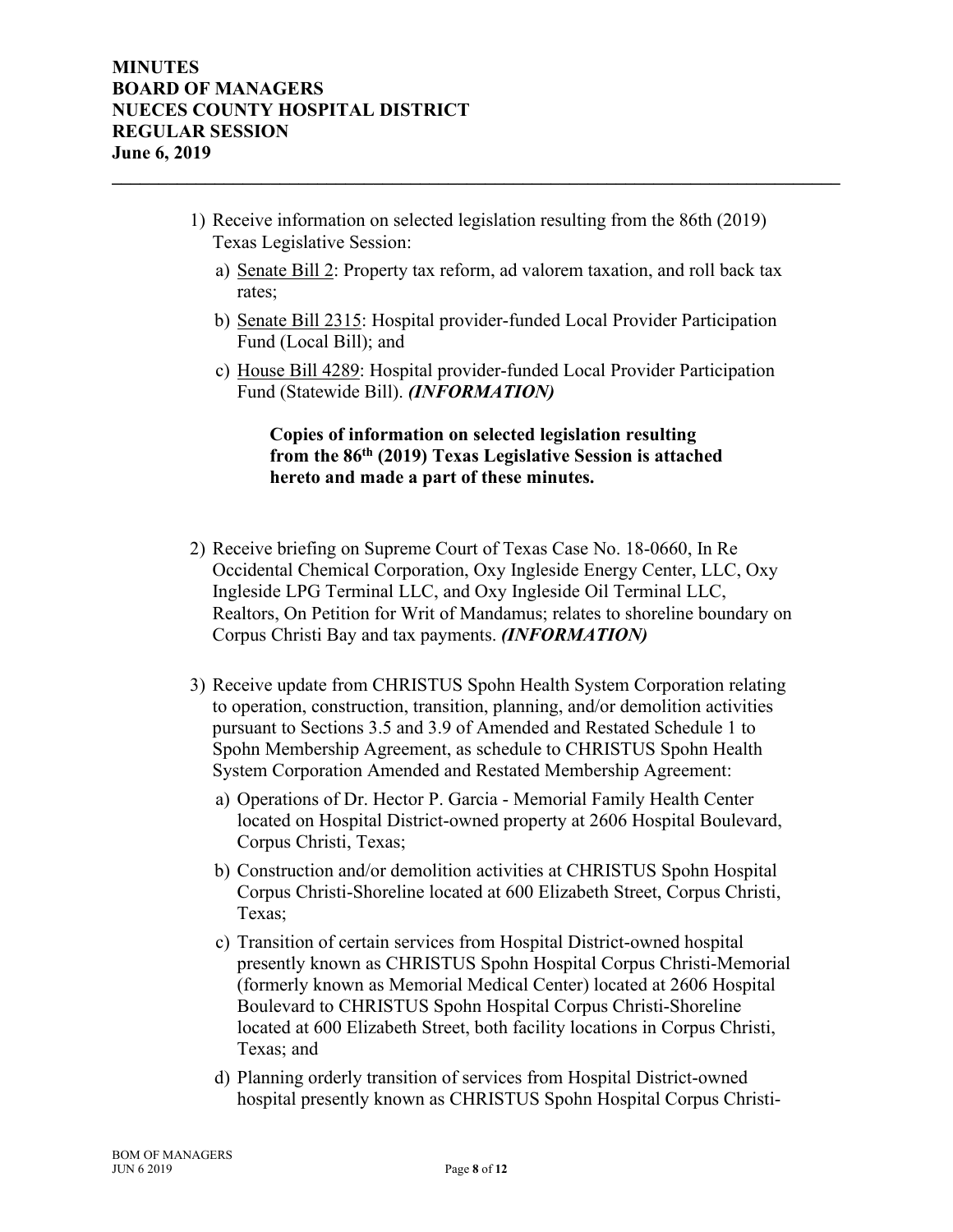1) Receive information on selected legislation resulting from the 86th (2019) Texas Legislative Session:

   a) Senate Bill 2: Property tax reform, ad valorem taxation, and roll back tax rates;

   b) Senate Bill 2315: Hospital provider-funded Local Provider Participation Fund (Local Bill); and

   c) House Bill 4289: Hospital provider-funded Local Provider Participation Fund (Statewide Bill). ***(INFORMATION)***

   **Copies of information on selected legislation resulting from the 86th (2019) Texas Legislative Session is attached hereto and made a part of these minutes.**

2) Receive briefing on Supreme Court of Texas Case No. 18-0660, In Re Occidental Chemical Corporation, Oxy Ingleside Energy Center, LLC, Oxy Ingleside LPG Terminal LLC, and Oxy Ingleside Oil Terminal LLC, Realtors, On Petition for Writ of Mandamus; relates to shoreline boundary on Corpus Christi Bay and tax payments. ***(INFORMATION)***

3) Receive update from CHRISTUS Spohn Health System Corporation relating to operation, construction, transition, planning, and/or demolition activities pursuant to Sections 3.5 and 3.9 of Amended and Restated Schedule 1 to Spohn Membership Agreement, as schedule to CHRISTUS Spohn Health System Corporation Amended and Restated Membership Agreement:

   a) Operations of Dr. Hector P. Garcia - Memorial Family Health Center located on Hospital District-owned property at 2606 Hospital Boulevard, Corpus Christi, Texas;

   b) Construction and/or demolition activities at CHRISTUS Spohn Hospital Corpus Christi-Shoreline located at 600 Elizabeth Street, Corpus Christi, Texas;

   c) Transition of certain services from Hospital District-owned hospital presently known as CHRISTUS Spohn Hospital Corpus Christi-Memorial (formerly known as Memorial Medical Center) located at 2606 Hospital Boulevard to CHRISTUS Spohn Hospital Corpus Christi-Shoreline located at 600 Elizabeth Street, both facility locations in Corpus Christi, Texas; and

   d) Planning orderly transition of services from Hospital District-owned hospital presently known as CHRISTUS Spohn Hospital Corpus Christi-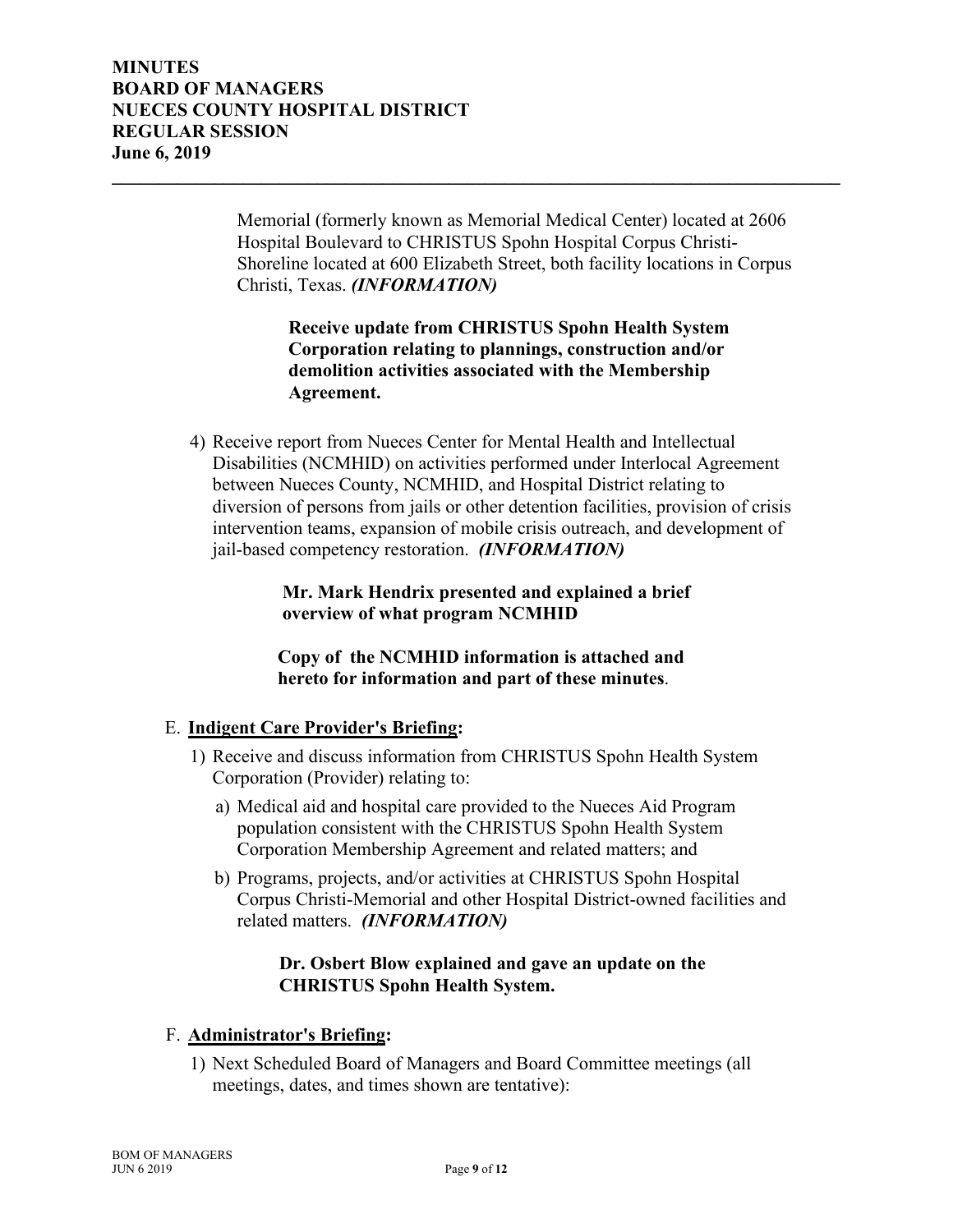Memorial (formerly known as Memorial Medical Center) located at 2606 Hospital Boulevard to CHRISTUS Spohn Hospital Corpus Christi-Shoreline located at 600 Elizabeth Street, both facility locations in Corpus Christi, Texas. ***(INFORMATION)***

**Receive update from CHRISTUS Spohn Health System Corporation relating to plannings, construction and/or demolition activities associated with the Membership Agreement.**

4) Receive report from Nueces Center for Mental Health and Intellectual Disabilities (NCMHID) on activities performed under Interlocal Agreement between Nueces County, NCMHID, and Hospital District relating to diversion of persons from jails or other detention facilities, provision of crisis intervention teams, expansion of mobile crisis outreach, and development of jail-based competency restoration. ***(INFORMATION)***

**Mr. Mark Hendrix presented and explained a brief overview of what program NCMHID**

**Copy of the NCMHID information is attached and hereto for information and part of these minutes**.

E. **Indigent Care Provider's Briefing:**

1) Receive and discuss information from CHRISTUS Spohn Health System Corporation (Provider) relating to:

   a) Medical aid and hospital care provided to the Nueces Aid Program population consistent with the CHRISTUS Spohn Health System Corporation Membership Agreement and related matters; and

   b) Programs, projects, and/or activities at CHRISTUS Spohn Hospital Corpus Christi-Memorial and other Hospital District-owned facilities and related matters. ***(INFORMATION)***

**Dr. Osbert Blow explained and gave an update on the CHRISTUS Spohn Health System.**

F. **Administrator's Briefing:**

1) Next Scheduled Board of Managers and Board Committee meetings (all meetings, dates, and times shown are tentative):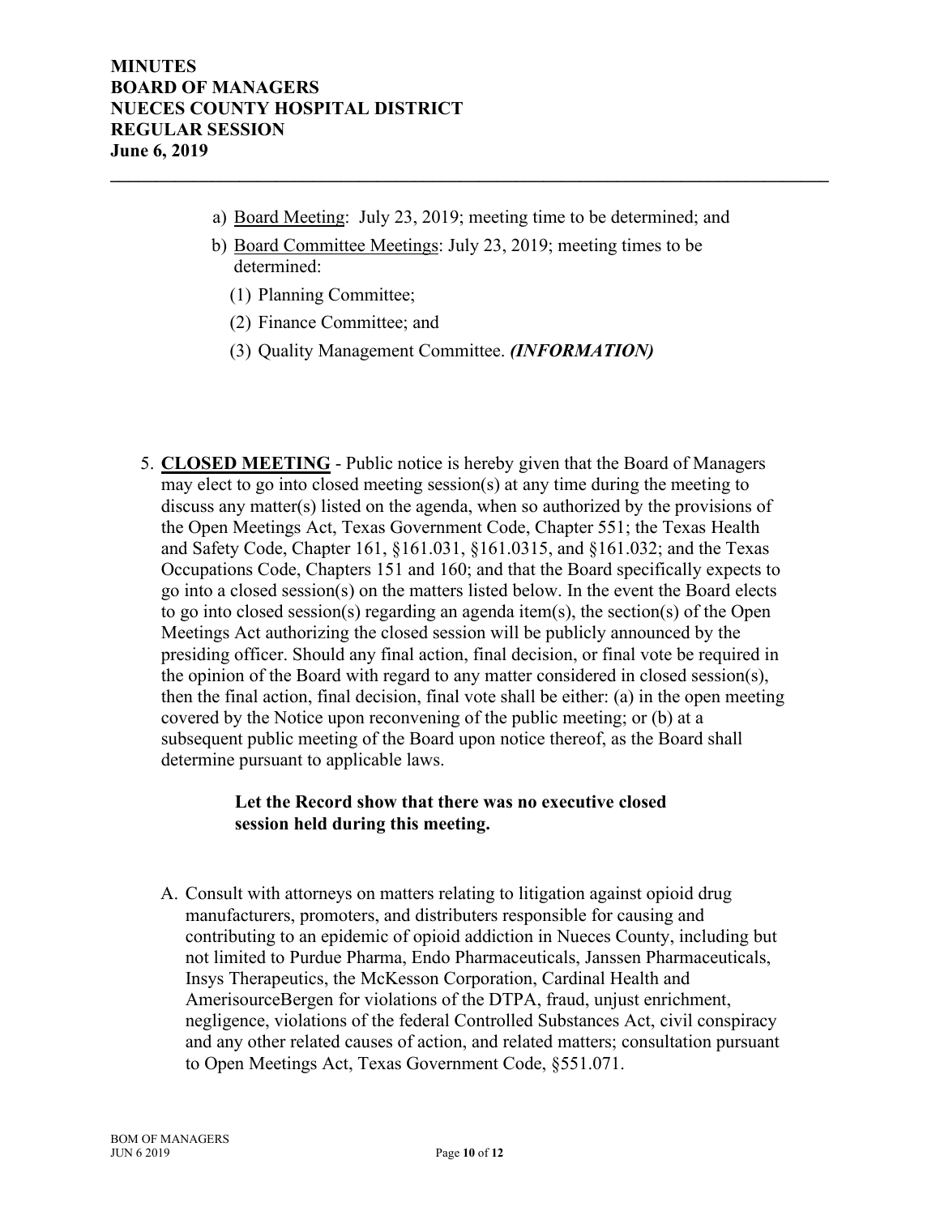a) Board Meeting: July 23, 2019; meeting time to be determined; and

b) Board Committee Meetings: July 23, 2019; meeting times to be determined:

   (1) Planning Committee;

   (2) Finance Committee; and

   (3) Quality Management Committee. ***(INFORMATION)***

5. **CLOSED MEETING** - Public notice is hereby given that the Board of Managers may elect to go into closed meeting session(s) at any time during the meeting to discuss any matter(s) listed on the agenda, when so authorized by the provisions of the Open Meetings Act, Texas Government Code, Chapter 551; the Texas Health and Safety Code, Chapter 161, §161.031, §161.0315, and §161.032; and the Texas Occupations Code, Chapters 151 and 160; and that the Board specifically expects to go into a closed session(s) on the matters listed below. In the event the Board elects to go into closed session(s) regarding an agenda item(s), the section(s) of the Open Meetings Act authorizing the closed session will be publicly announced by the presiding officer. Should any final action, final decision, or final vote be required in the opinion of the Board with regard to any matter considered in closed session(s), then the final action, final decision, final vote shall be either: (a) in the open meeting covered by the Notice upon reconvening of the public meeting; or (b) at a subsequent public meeting of the Board upon notice thereof, as the Board shall determine pursuant to applicable laws.

   **Let the Record show that there was no executive closed session held during this meeting.**

A. Consult with attorneys on matters relating to litigation against opioid drug manufacturers, promoters, and distributers responsible for causing and contributing to an epidemic of opioid addiction in Nueces County, including but not limited to Purdue Pharma, Endo Pharmaceuticals, Janssen Pharmaceuticals, Insys Therapeutics, the McKesson Corporation, Cardinal Health and AmerisourceBergen for violations of the DTPA, fraud, unjust enrichment, negligence, violations of the federal Controlled Substances Act, civil conspiracy and any other related causes of action, and related matters; consultation pursuant to Open Meetings Act, Texas Government Code, §551.071.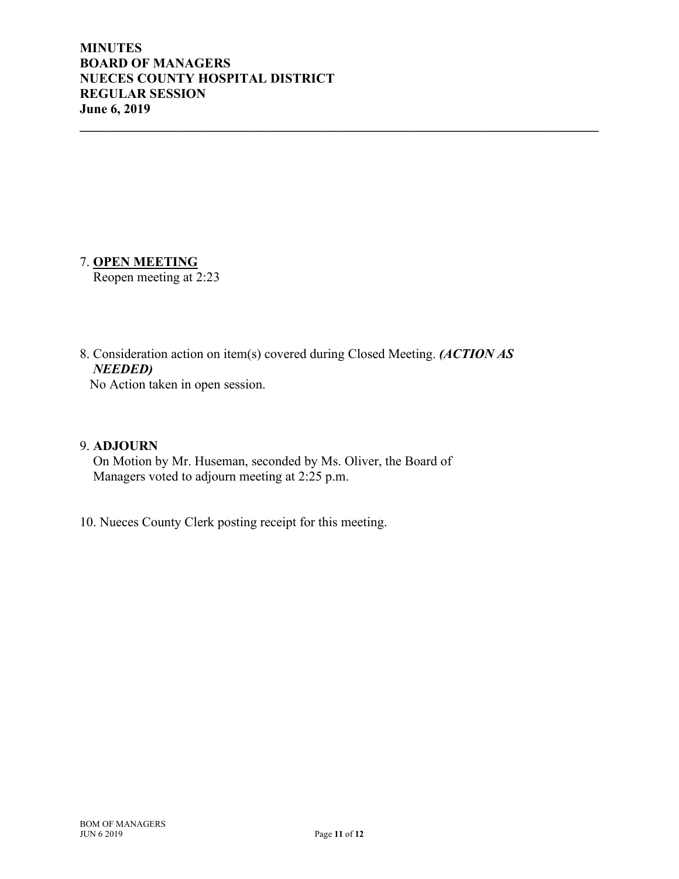**MINUTES**
**BOARD OF MANAGERS**
**NUECES COUNTY HOSPITAL DISTRICT**
**REGULAR SESSION**
**June 6, 2019**

---

7. **OPEN MEETING**
   Reopen meeting at 2:23

8. Consideration action on item(s) covered during Closed Meeting. ***(ACTION AS NEEDED)***
   No Action taken in open session.

9. **ADJOURN**
   On Motion by Mr. Huseman, seconded by Ms. Oliver, the Board of Managers voted to adjourn meeting at 2:25 p.m.

10. Nueces County Clerk posting receipt for this meeting.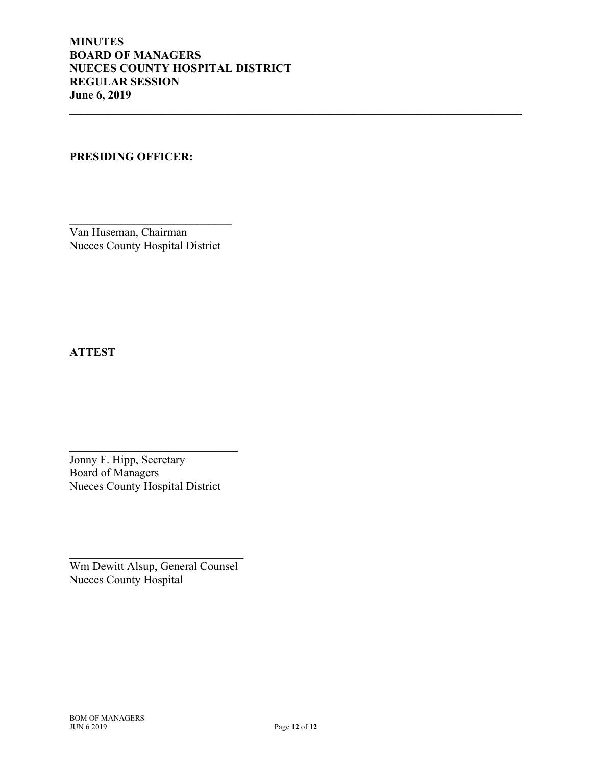**MINUTES**
**BOARD OF MANAGERS**
**NUECES COUNTY HOSPITAL DISTRICT**
**REGULAR SESSION**
**June 6, 2019**

---

**PRESIDING OFFICER:**

\_\_\_\_\_\_\_\_\_\_\_\_\_\_\_\_\_\_\_\_\_\_\_\_\_\_\_\_
Van Huseman, Chairman
Nueces County Hospital District

**ATTEST**

\_\_\_\_\_\_\_\_\_\_\_\_\_\_\_\_\_\_\_\_\_\_\_\_\_\_\_\_
Jonny F. Hipp, Secretary
Board of Managers
Nueces County Hospital District

\_\_\_\_\_\_\_\_\_\_\_\_\_\_\_\_\_\_\_\_\_\_\_\_\_\_\_\_
Wm Dewitt Alsup, General Counsel
Nueces County Hospital